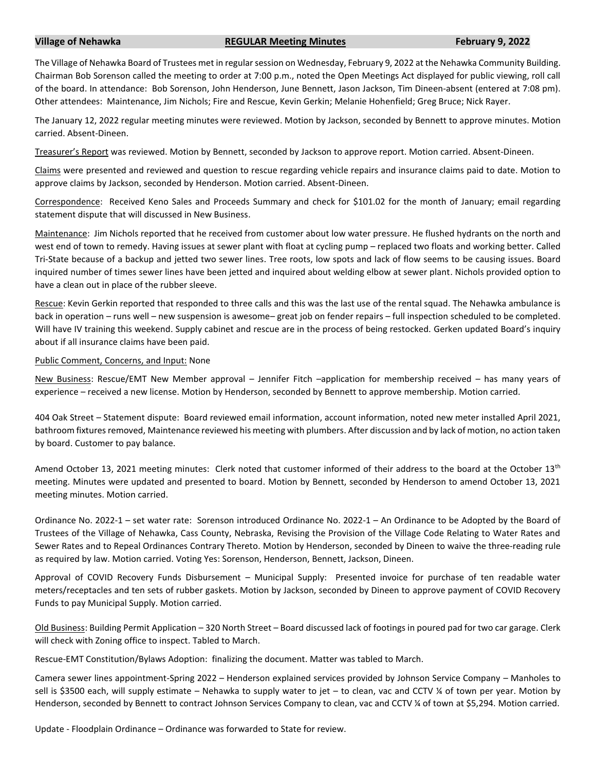**Village of Nehawka** **REGULAR Meeting Minutes** **February 9, 2022**

The Village of Nehawka Board of Trustees met in regular session on Wednesday, February 9, 2022 at the Nehawka Community Building. Chairman Bob Sorenson called the meeting to order at 7:00 p.m., noted the Open Meetings Act displayed for public viewing, roll call of the board. In attendance: Bob Sorenson, John Henderson, June Bennett, Jason Jackson, Tim Dineen-absent (entered at 7:08 pm). Other attendees: Maintenance, Jim Nichols; Fire and Rescue, Kevin Gerkin; Melanie Hohenfield; Greg Bruce; Nick Rayer.

The January 12, 2022 regular meeting minutes were reviewed. Motion by Jackson, seconded by Bennett to approve minutes. Motion carried. Absent-Dineen.

Treasurer's Report was reviewed. Motion by Bennett, seconded by Jackson to approve report. Motion carried. Absent-Dineen.

Claims were presented and reviewed and question to rescue regarding vehicle repairs and insurance claims paid to date. Motion to approve claims by Jackson, seconded by Henderson. Motion carried. Absent-Dineen.

Correspondence: Received Keno Sales and Proceeds Summary and check for $101.02 for the month of January; email regarding statement dispute that will discussed in New Business.

Maintenance: Jim Nichols reported that he received from customer about low water pressure. He flushed hydrants on the north and west end of town to remedy. Having issues at sewer plant with float at cycling pump – replaced two floats and working better. Called Tri-State because of a backup and jetted two sewer lines. Tree roots, low spots and lack of flow seems to be causing issues. Board inquired number of times sewer lines have been jetted and inquired about welding elbow at sewer plant. Nichols provided option to have a clean out in place of the rubber sleeve.

Rescue: Kevin Gerkin reported that responded to three calls and this was the last use of the rental squad. The Nehawka ambulance is back in operation – runs well – new suspension is awesome– great job on fender repairs – full inspection scheduled to be completed. Will have IV training this weekend. Supply cabinet and rescue are in the process of being restocked. Gerken updated Board's inquiry about if all insurance claims have been paid.

Public Comment, Concerns, and Input: None

New Business: Rescue/EMT New Member approval – Jennifer Fitch –application for membership received – has many years of experience – received a new license. Motion by Henderson, seconded by Bennett to approve membership. Motion carried.

404 Oak Street – Statement dispute: Board reviewed email information, account information, noted new meter installed April 2021, bathroom fixtures removed, Maintenance reviewed his meeting with plumbers. After discussion and by lack of motion, no action taken by board. Customer to pay balance.

Amend October 13, 2021 meeting minutes: Clerk noted that customer informed of their address to the board at the October 13th meeting. Minutes were updated and presented to board. Motion by Bennett, seconded by Henderson to amend October 13, 2021 meeting minutes. Motion carried.

Ordinance No. 2022-1 – set water rate: Sorenson introduced Ordinance No. 2022-1 – An Ordinance to be Adopted by the Board of Trustees of the Village of Nehawka, Cass County, Nebraska, Revising the Provision of the Village Code Relating to Water Rates and Sewer Rates and to Repeal Ordinances Contrary Thereto. Motion by Henderson, seconded by Dineen to waive the three-reading rule as required by law. Motion carried. Voting Yes: Sorenson, Henderson, Bennett, Jackson, Dineen.

Approval of COVID Recovery Funds Disbursement – Municipal Supply: Presented invoice for purchase of ten readable water meters/receptacles and ten sets of rubber gaskets. Motion by Jackson, seconded by Dineen to approve payment of COVID Recovery Funds to pay Municipal Supply. Motion carried.

Old Business: Building Permit Application – 320 North Street – Board discussed lack of footings in poured pad for two car garage. Clerk will check with Zoning office to inspect. Tabled to March.

Rescue-EMT Constitution/Bylaws Adoption: finalizing the document. Matter was tabled to March.

Camera sewer lines appointment-Spring 2022 – Henderson explained services provided by Johnson Service Company – Manholes to sell is $3500 each, will supply estimate – Nehawka to supply water to jet – to clean, vac and CCTV ¼ of town per year. Motion by Henderson, seconded by Bennett to contract Johnson Services Company to clean, vac and CCTV ¼ of town at $5,294. Motion carried.

Update - Floodplain Ordinance – Ordinance was forwarded to State for review.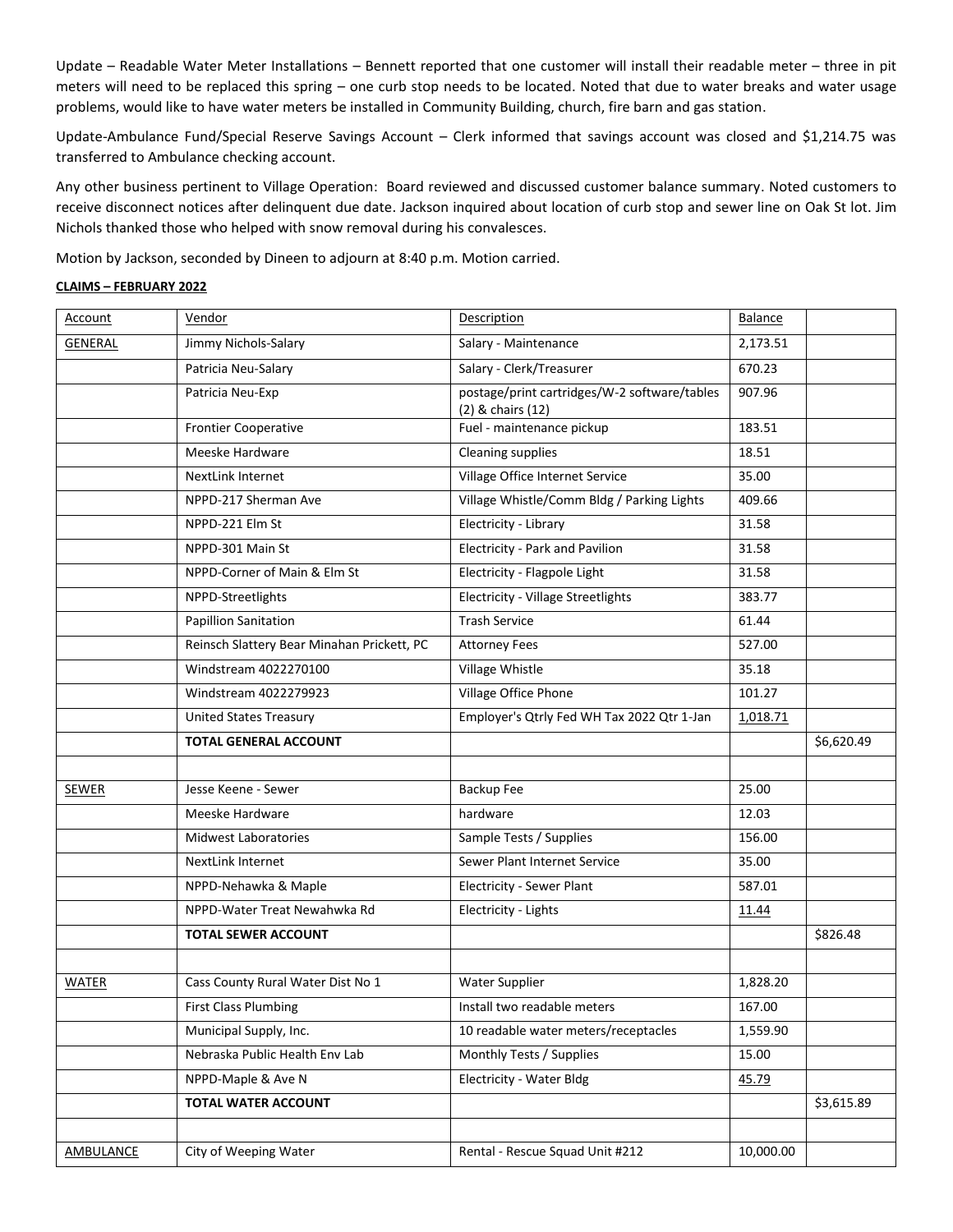Update – Readable Water Meter Installations – Bennett reported that one customer will install their readable meter – three in pit meters will need to be replaced this spring – one curb stop needs to be located. Noted that due to water breaks and water usage problems, would like to have water meters be installed in Community Building, church, fire barn and gas station.

Update-Ambulance Fund/Special Reserve Savings Account – Clerk informed that savings account was closed and $1,214.75 was transferred to Ambulance checking account.

Any other business pertinent to Village Operation: Board reviewed and discussed customer balance summary. Noted customers to receive disconnect notices after delinquent due date. Jackson inquired about location of curb stop and sewer line on Oak St lot. Jim Nichols thanked those who helped with snow removal during his convalesces.

Motion by Jackson, seconded by Dineen to adjourn at 8:40 p.m. Motion carried.

**CLAIMS – FEBRUARY 2022**

| Account | Vendor | Description | Balance | |
|---|---|---|---|---|
| GENERAL | Jimmy Nichols-Salary | Salary - Maintenance | 2,173.51 | |
| | Patricia Neu-Salary | Salary - Clerk/Treasurer | 670.23 | |
| | Patricia Neu-Exp | postage/print cartridges/W-2 software/tables (2) & chairs (12) | 907.96 | |
| | Frontier Cooperative | Fuel - maintenance pickup | 183.51 | |
| | Meeske Hardware | Cleaning supplies | 18.51 | |
| | NextLink Internet | Village Office Internet Service | 35.00 | |
| | NPPD-217 Sherman Ave | Village Whistle/Comm Bldg / Parking Lights | 409.66 | |
| | NPPD-221 Elm St | Electricity - Library | 31.58 | |
| | NPPD-301 Main St | Electricity - Park and Pavilion | 31.58 | |
| | NPPD-Corner of Main & Elm St | Electricity - Flagpole Light | 31.58 | |
| | NPPD-Streetlights | Electricity - Village Streetlights | 383.77 | |
| | Papillion Sanitation | Trash Service | 61.44 | |
| | Reinsch Slattery Bear Minahan Prickett, PC | Attorney Fees | 527.00 | |
| | Windstream 4022270100 | Village Whistle | 35.18 | |
| | Windstream 4022279923 | Village Office Phone | 101.27 | |
| | United States Treasury | Employer's Qtrly Fed WH Tax 2022 Qtr 1-Jan | 1,018.71 | |
| | **TOTAL GENERAL ACCOUNT** | | | $6,620.49 |
| | | | | |
| SEWER | Jesse Keene - Sewer | Backup Fee | 25.00 | |
| | Meeske Hardware | hardware | 12.03 | |
| | Midwest Laboratories | Sample Tests / Supplies | 156.00 | |
| | NextLink Internet | Sewer Plant Internet Service | 35.00 | |
| | NPPD-Nehawka & Maple | Electricity - Sewer Plant | 587.01 | |
| | NPPD-Water Treat Newahwka Rd | Electricity - Lights | 11.44 | |
| | **TOTAL SEWER ACCOUNT** | | | $826.48 |
| | | | | |
| WATER | Cass County Rural Water Dist No 1 | Water Supplier | 1,828.20 | |
| | First Class Plumbing | Install two readable meters | 167.00 | |
| | Municipal Supply, Inc. | 10 readable water meters/receptacles | 1,559.90 | |
| | Nebraska Public Health Env Lab | Monthly Tests / Supplies | 15.00 | |
| | NPPD-Maple & Ave N | Electricity - Water Bldg | 45.79 | |
| | **TOTAL WATER ACCOUNT** | | | $3,615.89 |
| | | | | |
| AMBULANCE | City of Weeping Water | Rental - Rescue Squad Unit #212 | 10,000.00 | |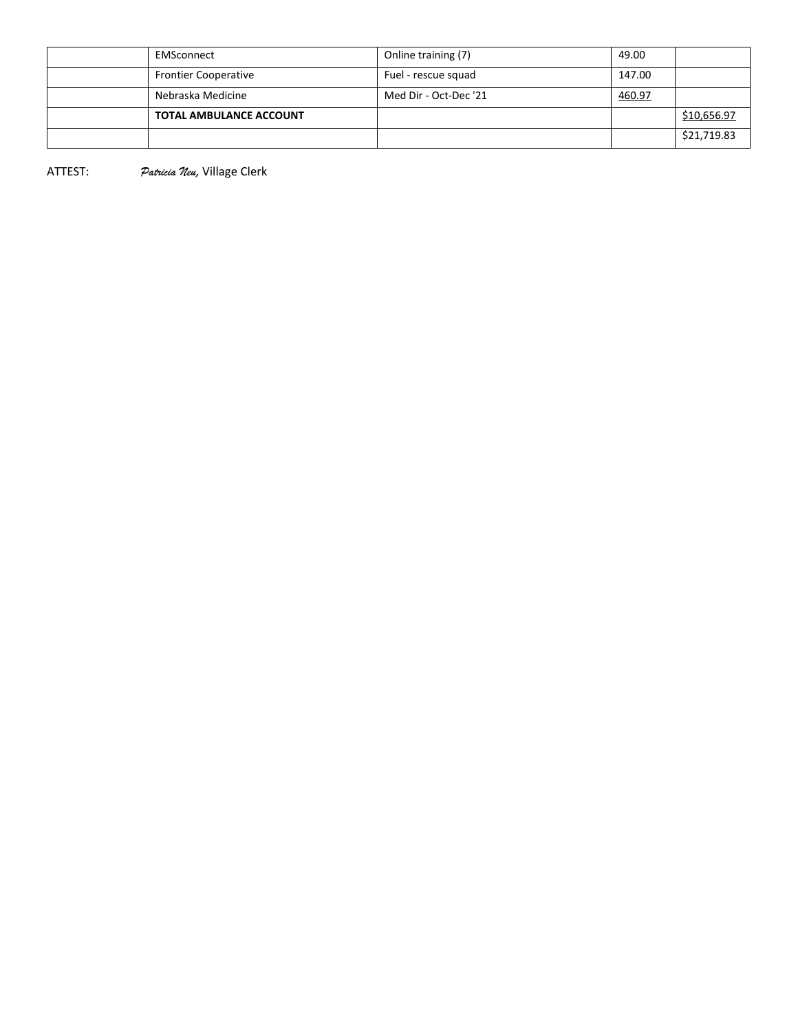| | | | | |
|---|---|---|---|---|
| | EMSconnect | Online training (7) | 49.00 | |
| | Frontier Cooperative | Fuel - rescue squad | 147.00 | |
| | Nebraska Medicine | Med Dir - Oct-Dec '21 | 460.97 | |
| | **TOTAL AMBULANCE ACCOUNT** | | | $10,656.97 |
| | | | | $21,719.83 |

ATTEST: *Patricia Neu,* Village Clerk